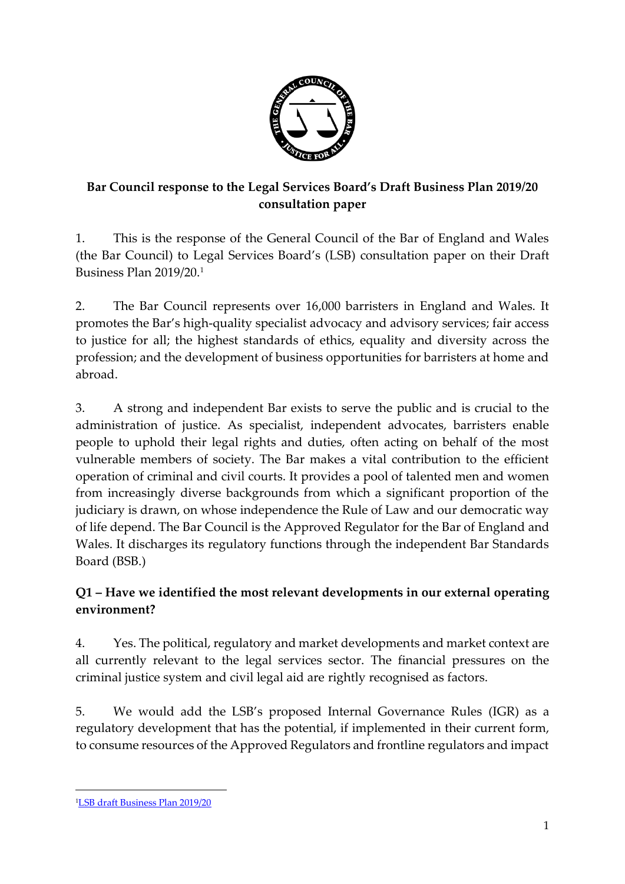## Bar Council response to the Legal Services Board's Draft Business Plan 2019/20 consultation paper

1. This is the response of the General Council of the Bar of England and Wales (the Bar Council) to Legal Services Board's (LSB) consultation paper on their Draft Business Plan 2019/20.[1]

2. The Bar Council represents over 16,000 barristers in England and Wales. It promotes the Bar's high-quality specialist advocacy and advisory services; fair access to justice for all; the highest standards of ethics, equality and diversity across the profession; and the development of business opportunities for barristers at home and abroad.

3. A strong and independent Bar exists to serve the public and is crucial to the administration of justice. As specialist, independent advocates, barristers enable people to uphold their legal rights and duties, often acting on behalf of the most vulnerable members of society. The Bar makes a vital contribution to the efficient operation of criminal and civil courts. It provides a pool of talented men and women from increasingly diverse backgrounds from which a significant proportion of the judiciary is drawn, on whose independence the Rule of Law and our democratic way of life depend. The Bar Council is the Approved Regulator for the Bar of England and Wales. It discharges its regulatory functions through the independent Bar Standards Board (BSB.)

### Q1 – Have we identified the most relevant developments in our external operating environment?

4. Yes. The political, regulatory and market developments and market context are all currently relevant to the legal services sector. The financial pressures on the criminal justice system and civil legal aid are rightly recognised as factors.

5. We would add the LSB's proposed Internal Governance Rules (IGR) as a regulatory development that has the potential, if implemented in their current form, to consume resources of the Approved Regulators and frontline regulators and impact

---

[1] LSB draft Business Plan 2019/20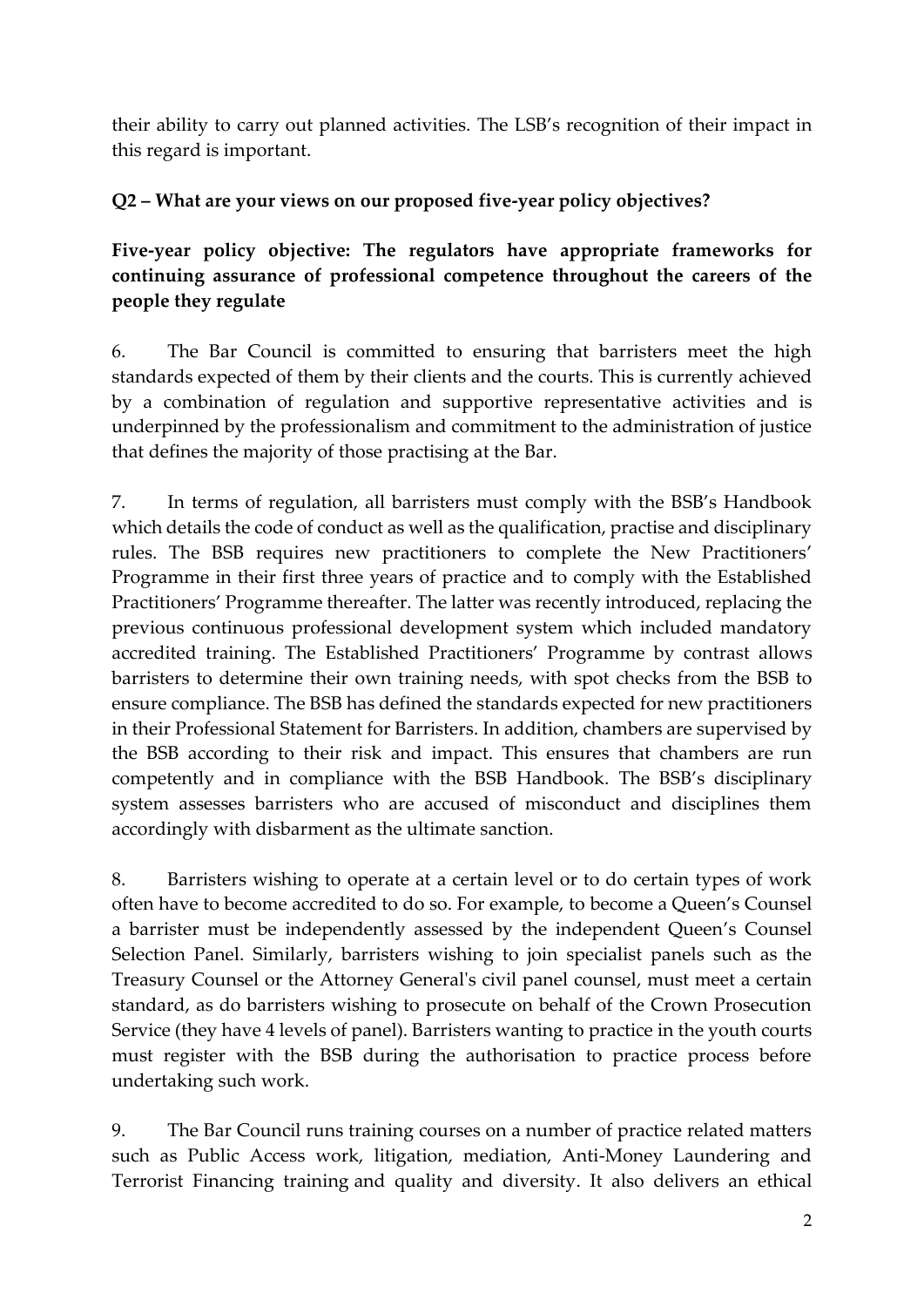their ability to carry out planned activities. The LSB's recognition of their impact in this regard is important.

**Q2 – What are your views on our proposed five-year policy objectives?**

**Five-year policy objective: The regulators have appropriate frameworks for continuing assurance of professional competence throughout the careers of the people they regulate**

6. The Bar Council is committed to ensuring that barristers meet the high standards expected of them by their clients and the courts. This is currently achieved by a combination of regulation and supportive representative activities and is underpinned by the professionalism and commitment to the administration of justice that defines the majority of those practising at the Bar.

7. In terms of regulation, all barristers must comply with the BSB's Handbook which details the code of conduct as well as the qualification, practise and disciplinary rules. The BSB requires new practitioners to complete the New Practitioners' Programme in their first three years of practice and to comply with the Established Practitioners' Programme thereafter. The latter was recently introduced, replacing the previous continuous professional development system which included mandatory accredited training. The Established Practitioners' Programme by contrast allows barristers to determine their own training needs, with spot checks from the BSB to ensure compliance. The BSB has defined the standards expected for new practitioners in their Professional Statement for Barristers. In addition, chambers are supervised by the BSB according to their risk and impact. This ensures that chambers are run competently and in compliance with the BSB Handbook. The BSB's disciplinary system assesses barristers who are accused of misconduct and disciplines them accordingly with disbarment as the ultimate sanction.

8. Barristers wishing to operate at a certain level or to do certain types of work often have to become accredited to do so. For example, to become a Queen's Counsel a barrister must be independently assessed by the independent Queen's Counsel Selection Panel. Similarly, barristers wishing to join specialist panels such as the Treasury Counsel or the Attorney General's civil panel counsel, must meet a certain standard, as do barristers wishing to prosecute on behalf of the Crown Prosecution Service (they have 4 levels of panel). Barristers wanting to practice in the youth courts must register with the BSB during the authorisation to practice process before undertaking such work.

9. The Bar Council runs training courses on a number of practice related matters such as Public Access work, litigation, mediation, Anti-Money Laundering and Terrorist Financing training and quality and diversity. It also delivers an ethical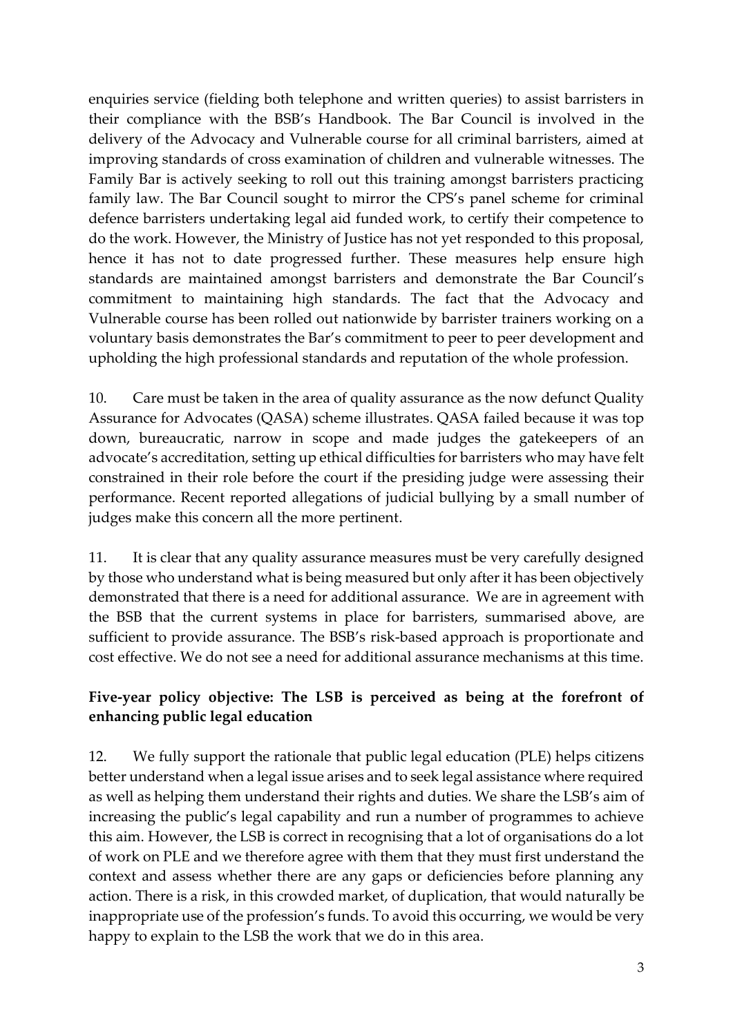enquiries service (fielding both telephone and written queries) to assist barristers in their compliance with the BSB's Handbook. The Bar Council is involved in the delivery of the Advocacy and Vulnerable course for all criminal barristers, aimed at improving standards of cross examination of children and vulnerable witnesses. The Family Bar is actively seeking to roll out this training amongst barristers practicing family law. The Bar Council sought to mirror the CPS's panel scheme for criminal defence barristers undertaking legal aid funded work, to certify their competence to do the work. However, the Ministry of Justice has not yet responded to this proposal, hence it has not to date progressed further. These measures help ensure high standards are maintained amongst barristers and demonstrate the Bar Council's commitment to maintaining high standards. The fact that the Advocacy and Vulnerable course has been rolled out nationwide by barrister trainers working on a voluntary basis demonstrates the Bar's commitment to peer to peer development and upholding the high professional standards and reputation of the whole profession.

10. Care must be taken in the area of quality assurance as the now defunct Quality Assurance for Advocates (QASA) scheme illustrates. QASA failed because it was top down, bureaucratic, narrow in scope and made judges the gatekeepers of an advocate's accreditation, setting up ethical difficulties for barristers who may have felt constrained in their role before the court if the presiding judge were assessing their performance. Recent reported allegations of judicial bullying by a small number of judges make this concern all the more pertinent.

11. It is clear that any quality assurance measures must be very carefully designed by those who understand what is being measured but only after it has been objectively demonstrated that there is a need for additional assurance. We are in agreement with the BSB that the current systems in place for barristers, summarised above, are sufficient to provide assurance. The BSB's risk-based approach is proportionate and cost effective. We do not see a need for additional assurance mechanisms at this time.

**Five-year policy objective: The LSB is perceived as being at the forefront of enhancing public legal education**

12. We fully support the rationale that public legal education (PLE) helps citizens better understand when a legal issue arises and to seek legal assistance where required as well as helping them understand their rights and duties. We share the LSB's aim of increasing the public's legal capability and run a number of programmes to achieve this aim. However, the LSB is correct in recognising that a lot of organisations do a lot of work on PLE and we therefore agree with them that they must first understand the context and assess whether there are any gaps or deficiencies before planning any action. There is a risk, in this crowded market, of duplication, that would naturally be inappropriate use of the profession's funds. To avoid this occurring, we would be very happy to explain to the LSB the work that we do in this area.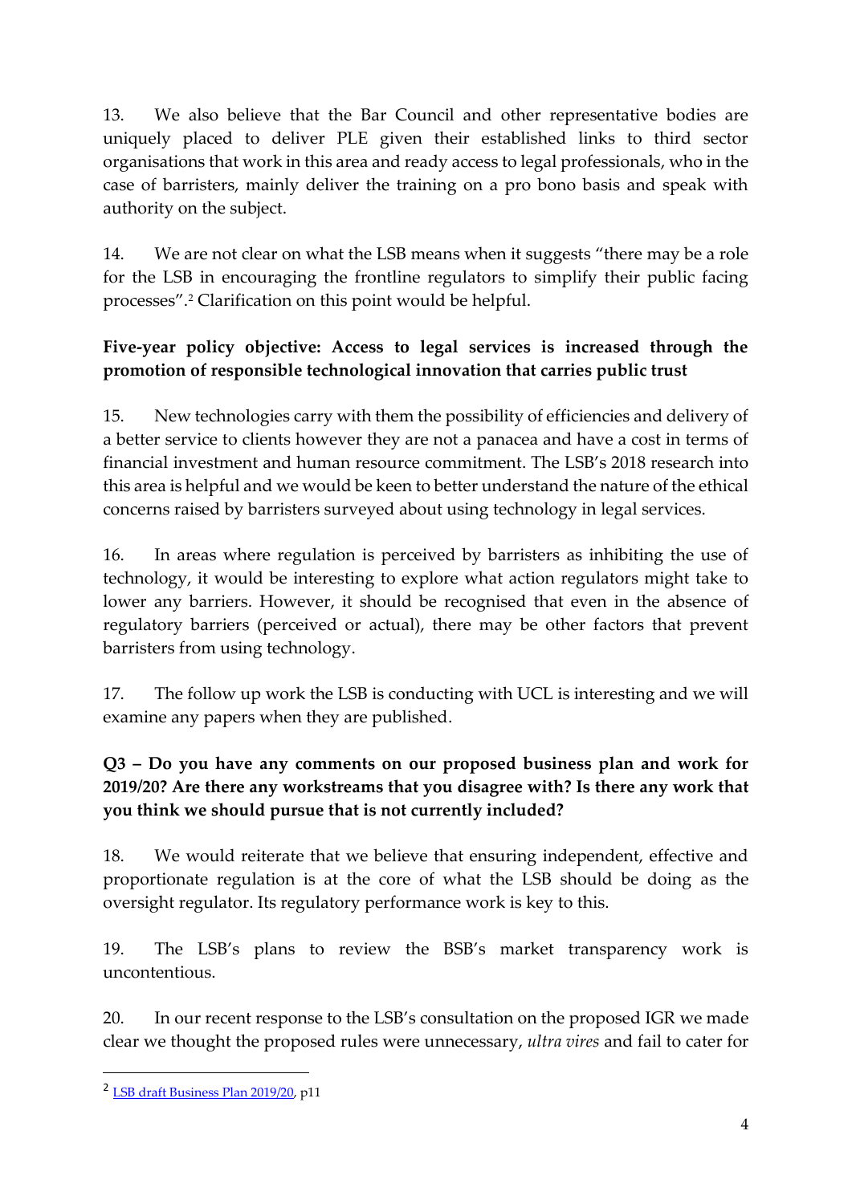13. We also believe that the Bar Council and other representative bodies are uniquely placed to deliver PLE given their established links to third sector organisations that work in this area and ready access to legal professionals, who in the case of barristers, mainly deliver the training on a pro bono basis and speak with authority on the subject.

14. We are not clear on what the LSB means when it suggests "there may be a role for the LSB in encouraging the frontline regulators to simplify their public facing processes".[2] Clarification on this point would be helpful.

**Five-year policy objective: Access to legal services is increased through the promotion of responsible technological innovation that carries public trust**

15. New technologies carry with them the possibility of efficiencies and delivery of a better service to clients however they are not a panacea and have a cost in terms of financial investment and human resource commitment. The LSB's 2018 research into this area is helpful and we would be keen to better understand the nature of the ethical concerns raised by barristers surveyed about using technology in legal services.

16. In areas where regulation is perceived by barristers as inhibiting the use of technology, it would be interesting to explore what action regulators might take to lower any barriers. However, it should be recognised that even in the absence of regulatory barriers (perceived or actual), there may be other factors that prevent barristers from using technology.

17. The follow up work the LSB is conducting with UCL is interesting and we will examine any papers when they are published.

**Q3 – Do you have any comments on our proposed business plan and work for 2019/20? Are there any workstreams that you disagree with? Is there any work that you think we should pursue that is not currently included?**

18. We would reiterate that we believe that ensuring independent, effective and proportionate regulation is at the core of what the LSB should be doing as the oversight regulator. Its regulatory performance work is key to this.

19. The LSB's plans to review the BSB's market transparency work is uncontentious.

20. In our recent response to the LSB's consultation on the proposed IGR we made clear we thought the proposed rules were unnecessary, *ultra vires* and fail to cater for

---

[2] LSB draft Business Plan 2019/20, p11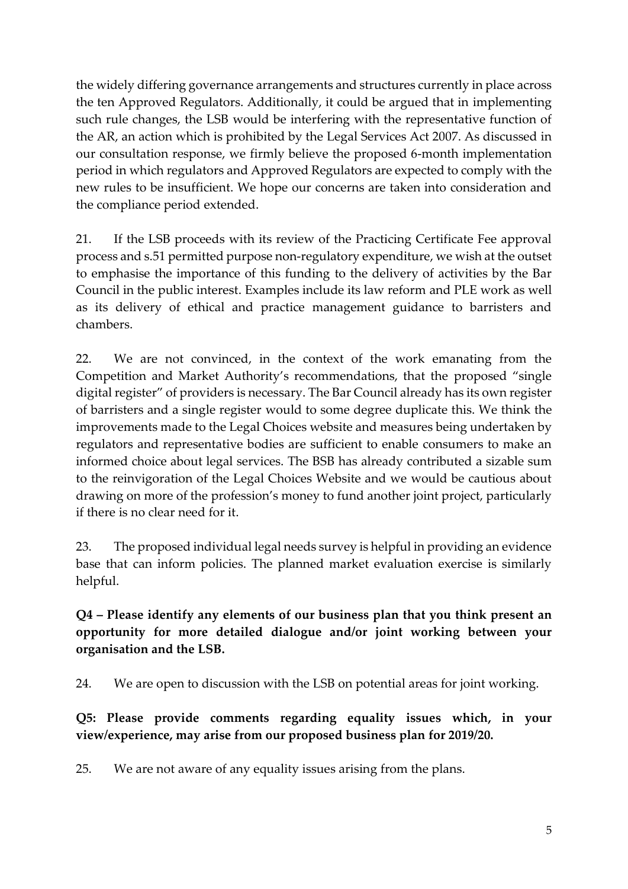the widely differing governance arrangements and structures currently in place across the ten Approved Regulators. Additionally, it could be argued that in implementing such rule changes, the LSB would be interfering with the representative function of the AR, an action which is prohibited by the Legal Services Act 2007. As discussed in our consultation response, we firmly believe the proposed 6-month implementation period in which regulators and Approved Regulators are expected to comply with the new rules to be insufficient. We hope our concerns are taken into consideration and the compliance period extended.

21. If the LSB proceeds with its review of the Practicing Certificate Fee approval process and s.51 permitted purpose non-regulatory expenditure, we wish at the outset to emphasise the importance of this funding to the delivery of activities by the Bar Council in the public interest. Examples include its law reform and PLE work as well as its delivery of ethical and practice management guidance to barristers and chambers.

22. We are not convinced, in the context of the work emanating from the Competition and Market Authority's recommendations, that the proposed "single digital register" of providers is necessary. The Bar Council already has its own register of barristers and a single register would to some degree duplicate this. We think the improvements made to the Legal Choices website and measures being undertaken by regulators and representative bodies are sufficient to enable consumers to make an informed choice about legal services. The BSB has already contributed a sizable sum to the reinvigoration of the Legal Choices Website and we would be cautious about drawing on more of the profession's money to fund another joint project, particularly if there is no clear need for it.

23. The proposed individual legal needs survey is helpful in providing an evidence base that can inform policies. The planned market evaluation exercise is similarly helpful.

**Q4 – Please identify any elements of our business plan that you think present an opportunity for more detailed dialogue and/or joint working between your organisation and the LSB.**

24. We are open to discussion with the LSB on potential areas for joint working.

**Q5: Please provide comments regarding equality issues which, in your view/experience, may arise from our proposed business plan for 2019/20.**

25. We are not aware of any equality issues arising from the plans.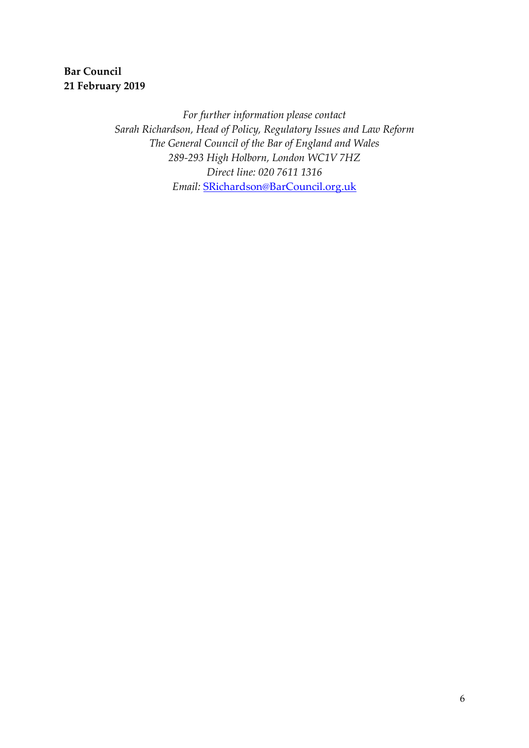**Bar Council**
**21 February 2019**

*For further information please contact*
*Sarah Richardson, Head of Policy, Regulatory Issues and Law Reform*
*The General Council of the Bar of England and Wales*
*289-293 High Holborn, London WC1V 7HZ*
*Direct line: 020 7611 1316*
*Email:* SRichardson@BarCouncil.org.uk